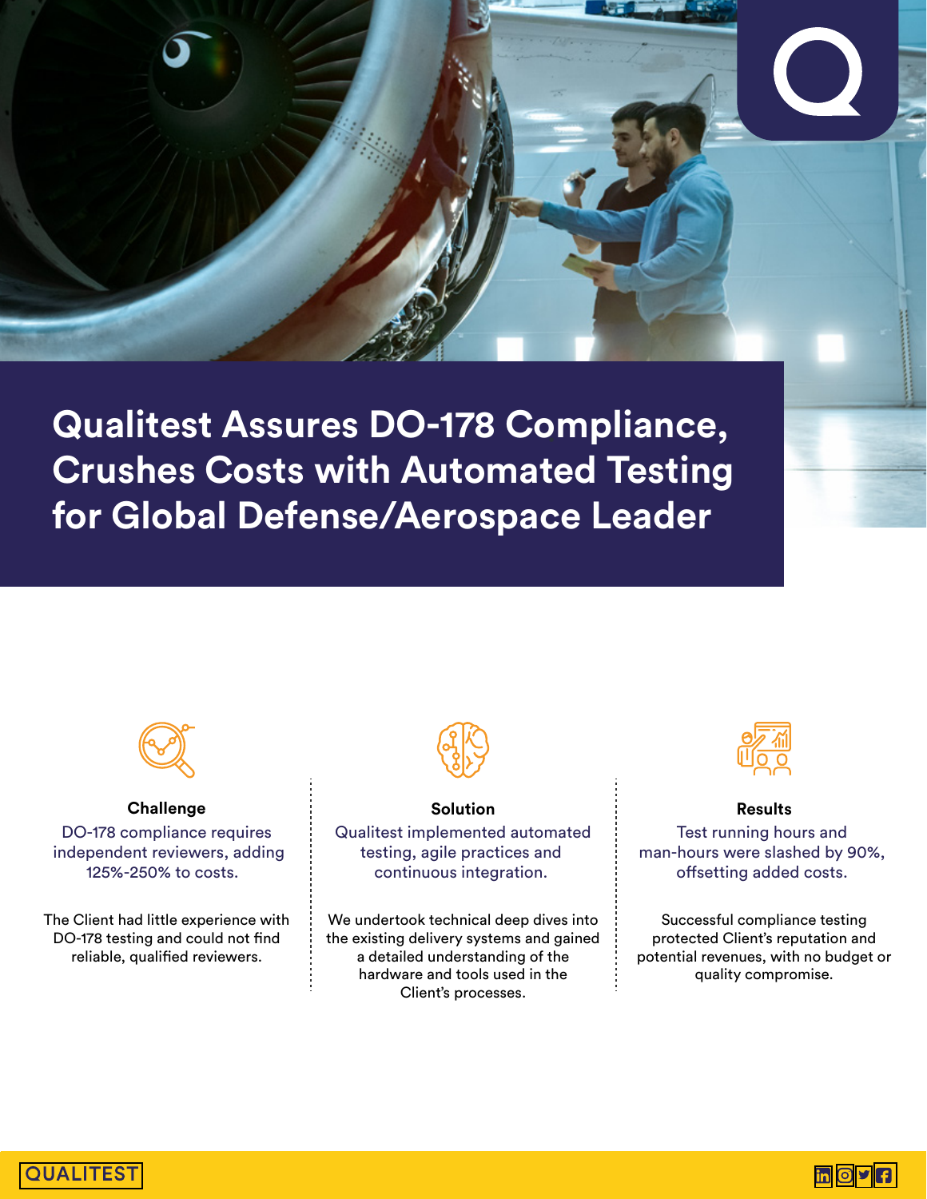# Qualitest Assures DO-178 Compliance, Crushes Costs with Automated Testing for Global Defense/Aerospace Leader

### Challenge

DO-178 compliance requires independent reviewers, adding 125%-250% to costs.

The Client had little experience with DO-178 testing and could not find reliable, qualified reviewers.

### Solution

Qualitest implemented automated testing, agile practices and continuous integration.

We undertook technical deep dives into the existing delivery systems and gained a detailed understanding of the hardware and tools used in the Client's processes.

### Results

Test running hours and man-hours were slashed by 90%, offsetting added costs.

Successful compliance testing protected Client's reputation and potential revenues, with no budget or quality compromise.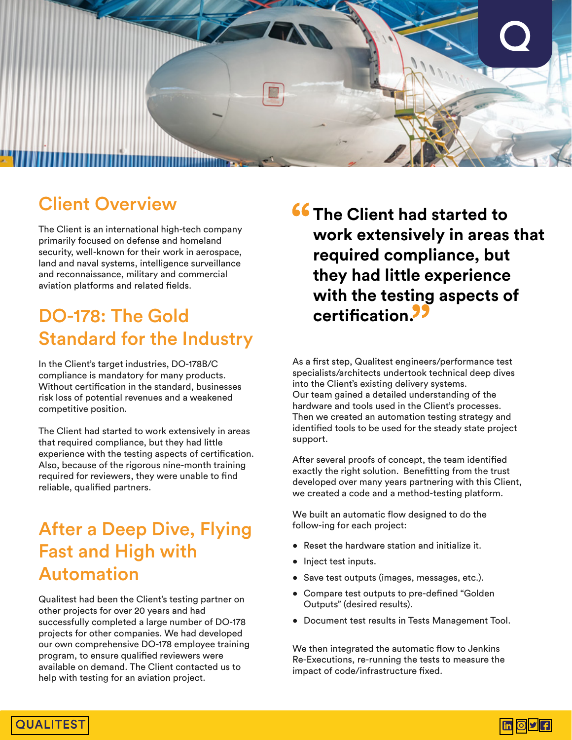## Client Overview

The Client is an international high-tech company primarily focused on defense and homeland security, well-known for their work in aerospace, land and naval systems, intelligence surveillance and reconnaissance, military and commercial aviation platforms and related fields.

## DO-178: The Gold Standard for the Industry

In the Client's target industries, DO-178B/C compliance is mandatory for many products. Without certification in the standard, businesses risk loss of potential revenues and a weakened competitive position.

The Client had started to work extensively in areas that required compliance, but they had little experience with the testing aspects of certification. Also, because of the rigorous nine-month training required for reviewers, they were unable to find reliable, qualified partners.

## After a Deep Dive, Flying Fast and High with Automation

Qualitest had been the Client's testing partner on other projects for over 20 years and had successfully completed a large number of DO-178 projects for other companies. We had developed our own comprehensive DO-178 employee training program, to ensure qualified reviewers were available on demand. The Client contacted us to help with testing for an aviation project.

> **"The Client had started to work extensively in areas that required compliance, but they had little experience with the testing aspects of certification."**

As a first step, Qualitest engineers/performance test specialists/architects undertook technical deep dives into the Client's existing delivery systems.
Our team gained a detailed understanding of the hardware and tools used in the Client's processes.
Then we created an automation testing strategy and identified tools to be used for the steady state project support.

After several proofs of concept, the team identified exactly the right solution. Benefitting from the trust developed over many years partnering with this Client, we created a code and a method-testing platform.

We built an automatic flow designed to do the follow-ing for each project:

- Reset the hardware station and initialize it.
- Inject test inputs.
- Save test outputs (images, messages, etc.).
- Compare test outputs to pre-defined "Golden Outputs" (desired results).
- Document test results in Tests Management Tool.

We then integrated the automatic flow to Jenkins Re-Executions, re-running the tests to measure the impact of code/infrastructure fixed.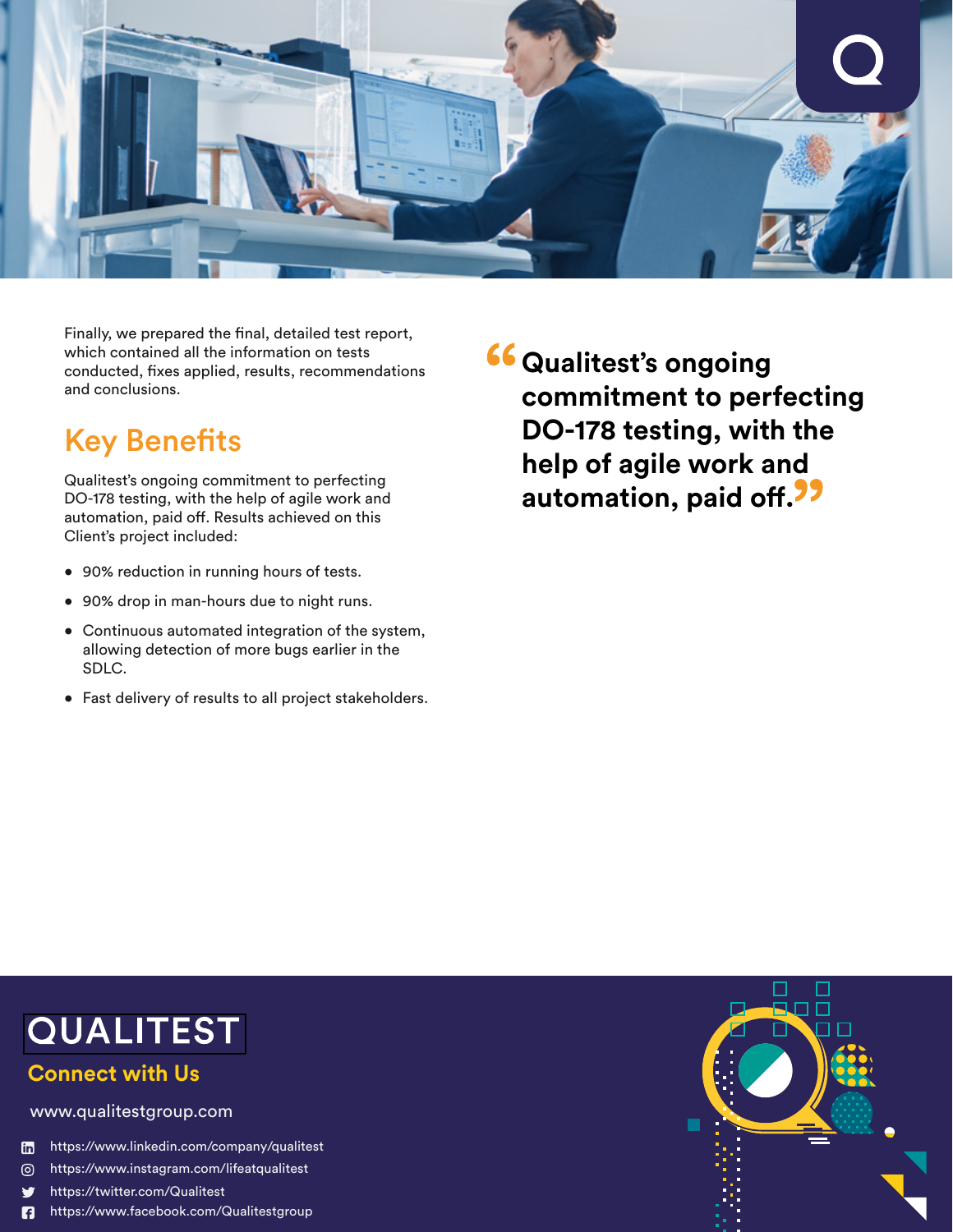Finally, we prepared the final, detailed test report, which contained all the information on tests conducted, fixes applied, results, recommendations and conclusions.

## Key Benefits

Qualitest's ongoing commitment to perfecting DO-178 testing, with the help of agile work and automation, paid off. Results achieved on this Client's project included:

- 90% reduction in running hours of tests.
- 90% drop in man-hours due to night runs.
- Continuous automated integration of the system, allowing detection of more bugs earlier in the SDLC.
- Fast delivery of results to all project stakeholders.

> **"Qualitest's ongoing commitment to perfecting DO-178 testing, with the help of agile work and automation, paid off."**

QUALITEST

**Connect with Us**

www.qualitestgroup.com

https://www.linkedin.com/company/qualitest

https://www.instagram.com/lifeatqualitest

https://twitter.com/Qualitest

https://www.facebook.com/Qualitestgroup